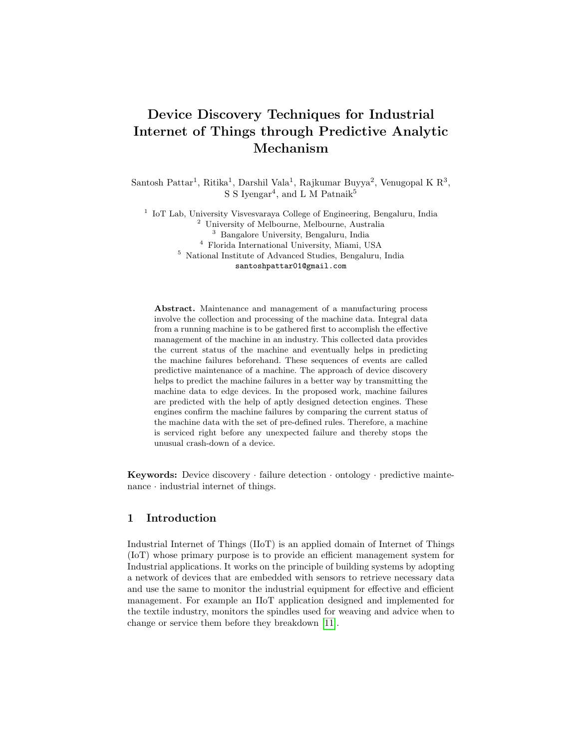# Device Discovery Techniques for Industrial Internet of Things through Predictive Analytic Mechanism

Santosh Pattar[1], Ritika[1], Darshil Vala[1], Rajkumar Buyya[2], Venugopal K R[3], S S Iyengar[4], and L M Patnaik[5]

[1] IoT Lab, University Visvesvaraya College of Engineering, Bengaluru, India
[2] University of Melbourne, Melbourne, Australia
[3] Bangalore University, Bengaluru, India
[4] Florida International University, Miami, USA
[5] National Institute of Advanced Studies, Bengaluru, India
santoshpattar01@gmail.com

**Abstract.** Maintenance and management of a manufacturing process involve the collection and processing of the machine data. Integral data from a running machine is to be gathered first to accomplish the effective management of the machine in an industry. This collected data provides the current status of the machine and eventually helps in predicting the machine failures beforehand. These sequences of events are called predictive maintenance of a machine. The approach of device discovery helps to predict the machine failures in a better way by transmitting the machine data to edge devices. In the proposed work, machine failures are predicted with the help of aptly designed detection engines. These engines confirm the machine failures by comparing the current status of the machine data with the set of pre-defined rules. Therefore, a machine is serviced right before any unexpected failure and thereby stops the unusual crash-down of a device.

**Keywords:** Device discovery · failure detection · ontology · predictive maintenance · industrial internet of things.

## 1 Introduction

Industrial Internet of Things (IIoT) is an applied domain of Internet of Things (IoT) whose primary purpose is to provide an efficient management system for Industrial applications. It works on the principle of building systems by adopting a network of devices that are embedded with sensors to retrieve necessary data and use the same to monitor the industrial equipment for effective and efficient management. For example an IIoT application designed and implemented for the textile industry, monitors the spindles used for weaving and advice when to change or service them before they breakdown [11].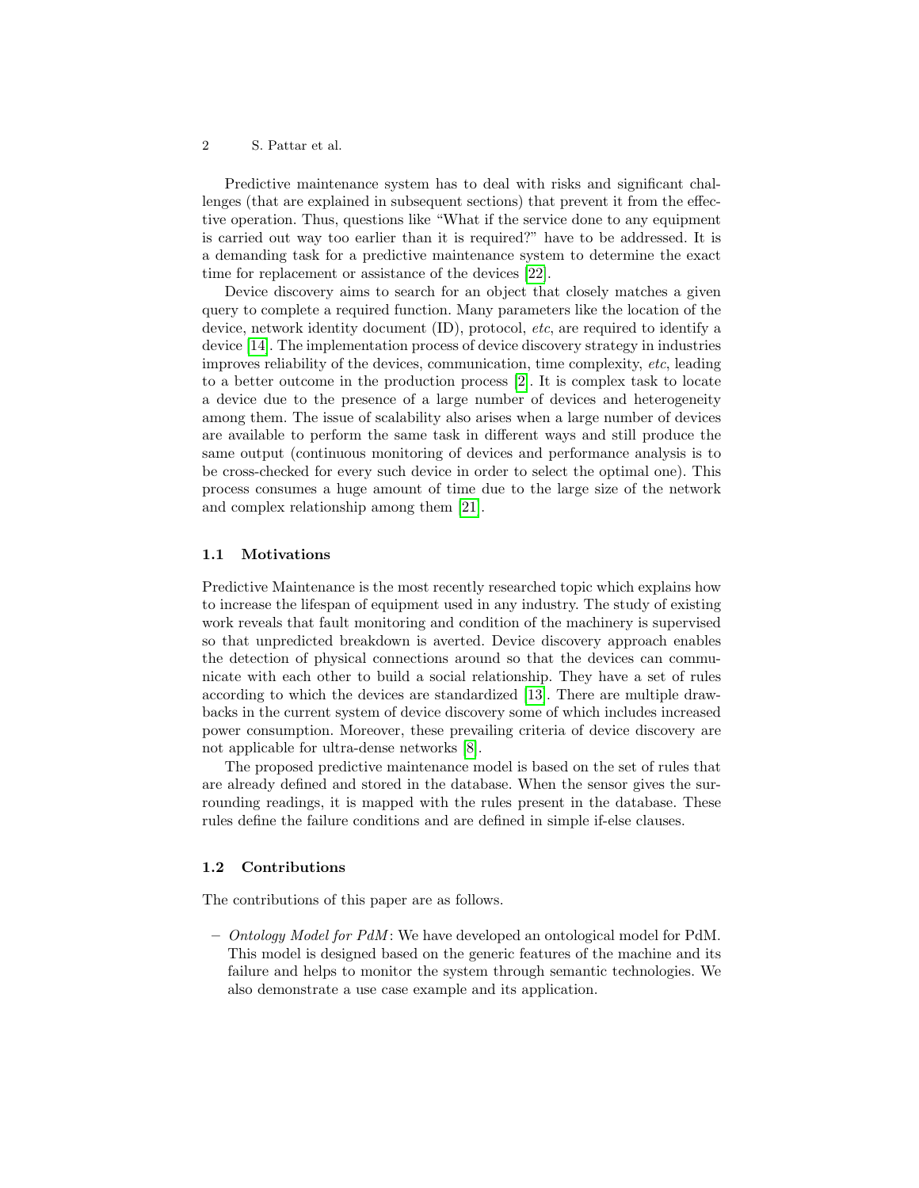Predictive maintenance system has to deal with risks and significant challenges (that are explained in subsequent sections) that prevent it from the effective operation. Thus, questions like "What if the service done to any equipment is carried out way too earlier than it is required?" have to be addressed. It is a demanding task for a predictive maintenance system to determine the exact time for replacement or assistance of the devices [22].

Device discovery aims to search for an object that closely matches a given query to complete a required function. Many parameters like the location of the device, network identity document (ID), protocol, *etc*, are required to identify a device [14]. The implementation process of device discovery strategy in industries improves reliability of the devices, communication, time complexity, *etc*, leading to a better outcome in the production process [2]. It is complex task to locate a device due to the presence of a large number of devices and heterogeneity among them. The issue of scalability also arises when a large number of devices are available to perform the same task in different ways and still produce the same output (continuous monitoring of devices and performance analysis is to be cross-checked for every such device in order to select the optimal one). This process consumes a huge amount of time due to the large size of the network and complex relationship among them [21].

### 1.1 Motivations

Predictive Maintenance is the most recently researched topic which explains how to increase the lifespan of equipment used in any industry. The study of existing work reveals that fault monitoring and condition of the machinery is supervised so that unpredicted breakdown is averted. Device discovery approach enables the detection of physical connections around so that the devices can communicate with each other to build a social relationship. They have a set of rules according to which the devices are standardized [13]. There are multiple drawbacks in the current system of device discovery some of which includes increased power consumption. Moreover, these prevailing criteria of device discovery are not applicable for ultra-dense networks [8].

The proposed predictive maintenance model is based on the set of rules that are already defined and stored in the database. When the sensor gives the surrounding readings, it is mapped with the rules present in the database. These rules define the failure conditions and are defined in simple if-else clauses.

### 1.2 Contributions

The contributions of this paper are as follows.

- *Ontology Model for PdM*: We have developed an ontological model for PdM. This model is designed based on the generic features of the machine and its failure and helps to monitor the system through semantic technologies. We also demonstrate a use case example and its application.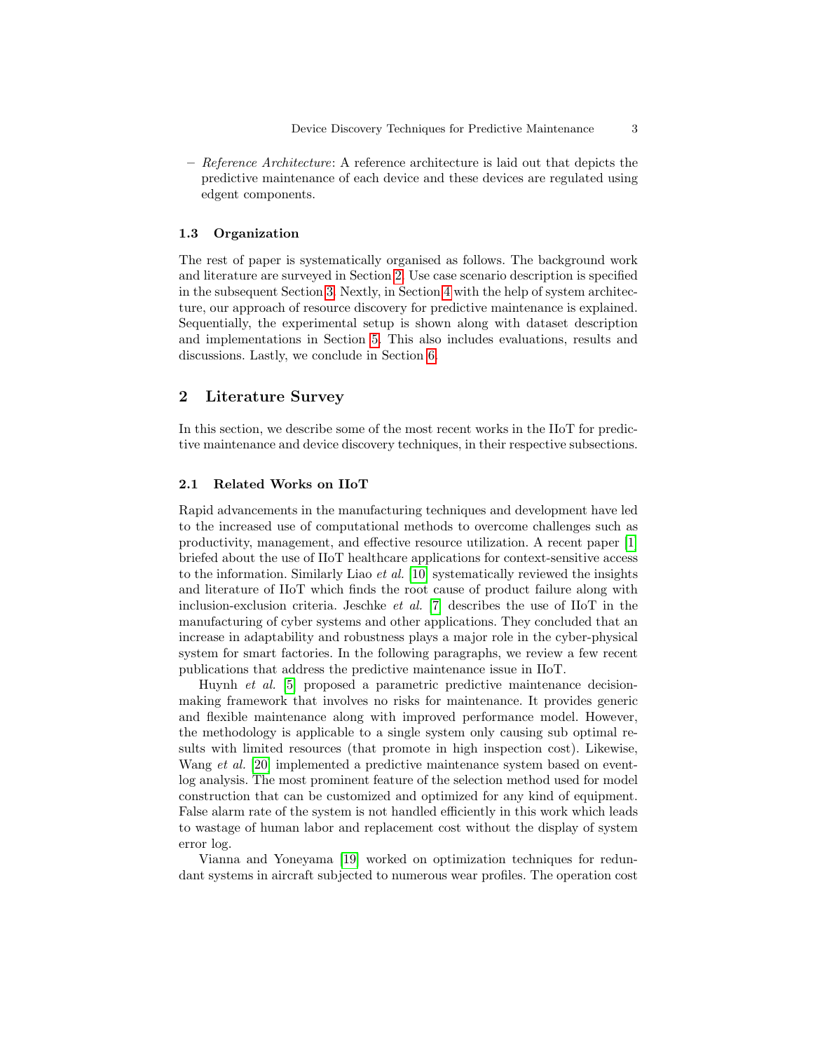– *Reference Architecture*: A reference architecture is laid out that depicts the predictive maintenance of each device and these devices are regulated using edgent components.

### 1.3 Organization

The rest of paper is systematically organised as follows. The background work and literature are surveyed in Section 2. Use case scenario description is specified in the subsequent Section 3. Nextly, in Section 4 with the help of system architecture, our approach of resource discovery for predictive maintenance is explained. Sequentially, the experimental setup is shown along with dataset description and implementations in Section 5. This also includes evaluations, results and discussions. Lastly, we conclude in Section 6.

## 2 Literature Survey

In this section, we describe some of the most recent works in the IIoT for predictive maintenance and device discovery techniques, in their respective subsections.

### 2.1 Related Works on IIoT

Rapid advancements in the manufacturing techniques and development have led to the increased use of computational methods to overcome challenges such as productivity, management, and effective resource utilization. A recent paper [1] briefed about the use of IIoT healthcare applications for context-sensitive access to the information. Similarly Liao *et al.* [10] systematically reviewed the insights and literature of IIoT which finds the root cause of product failure along with inclusion-exclusion criteria. Jeschke *et al.* [7] describes the use of IIoT in the manufacturing of cyber systems and other applications. They concluded that an increase in adaptability and robustness plays a major role in the cyber-physical system for smart factories. In the following paragraphs, we review a few recent publications that address the predictive maintenance issue in IIoT.

Huynh *et al.* [5] proposed a parametric predictive maintenance decision-making framework that involves no risks for maintenance. It provides generic and flexible maintenance along with improved performance model. However, the methodology is applicable to a single system only causing sub optimal results with limited resources (that promote in high inspection cost). Likewise, Wang *et al.* [20] implemented a predictive maintenance system based on event-log analysis. The most prominent feature of the selection method used for model construction that can be customized and optimized for any kind of equipment. False alarm rate of the system is not handled efficiently in this work which leads to wastage of human labor and replacement cost without the display of system error log.

Vianna and Yoneyama [19] worked on optimization techniques for redundant systems in aircraft subjected to numerous wear profiles. The operation cost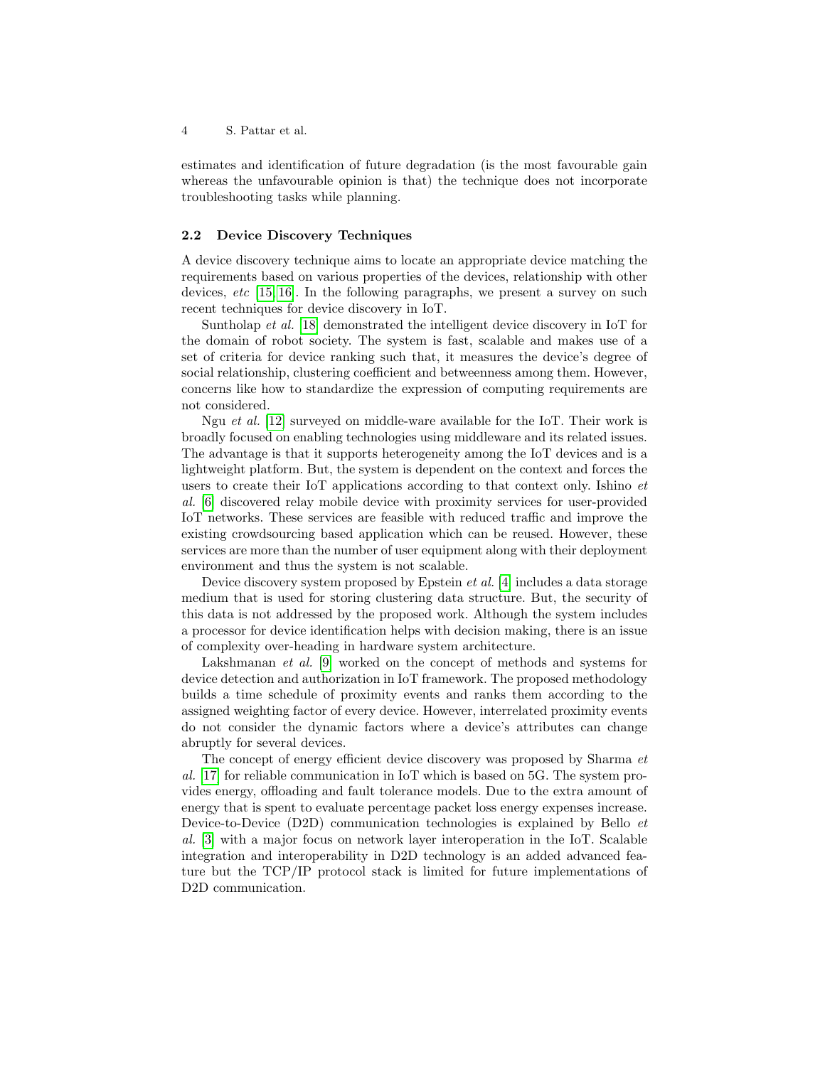estimates and identification of future degradation (is the most favourable gain whereas the unfavourable opinion is that) the technique does not incorporate troubleshooting tasks while planning.

### 2.2 Device Discovery Techniques

A device discovery technique aims to locate an appropriate device matching the requirements based on various properties of the devices, relationship with other devices, *etc* [15,16]. In the following paragraphs, we present a survey on such recent techniques for device discovery in IoT.

Suntholap *et al.* [18] demonstrated the intelligent device discovery in IoT for the domain of robot society. The system is fast, scalable and makes use of a set of criteria for device ranking such that, it measures the device's degree of social relationship, clustering coefficient and betweenness among them. However, concerns like how to standardize the expression of computing requirements are not considered.

Ngu *et al.* [12] surveyed on middle-ware available for the IoT. Their work is broadly focused on enabling technologies using middleware and its related issues. The advantage is that it supports heterogeneity among the IoT devices and is a lightweight platform. But, the system is dependent on the context and forces the users to create their IoT applications according to that context only. Ishino *et al.* [6] discovered relay mobile device with proximity services for user-provided IoT networks. These services are feasible with reduced traffic and improve the existing crowdsourcing based application which can be reused. However, these services are more than the number of user equipment along with their deployment environment and thus the system is not scalable.

Device discovery system proposed by Epstein *et al.* [4] includes a data storage medium that is used for storing clustering data structure. But, the security of this data is not addressed by the proposed work. Although the system includes a processor for device identification helps with decision making, there is an issue of complexity over-heading in hardware system architecture.

Lakshmanan *et al.* [9] worked on the concept of methods and systems for device detection and authorization in IoT framework. The proposed methodology builds a time schedule of proximity events and ranks them according to the assigned weighting factor of every device. However, interrelated proximity events do not consider the dynamic factors where a device's attributes can change abruptly for several devices.

The concept of energy efficient device discovery was proposed by Sharma *et al.* [17] for reliable communication in IoT which is based on 5G. The system provides energy, offloading and fault tolerance models. Due to the extra amount of energy that is spent to evaluate percentage packet loss energy expenses increase. Device-to-Device (D2D) communication technologies is explained by Bello *et al.* [3] with a major focus on network layer interoperation in the IoT. Scalable integration and interoperability in D2D technology is an added advanced feature but the TCP/IP protocol stack is limited for future implementations of D2D communication.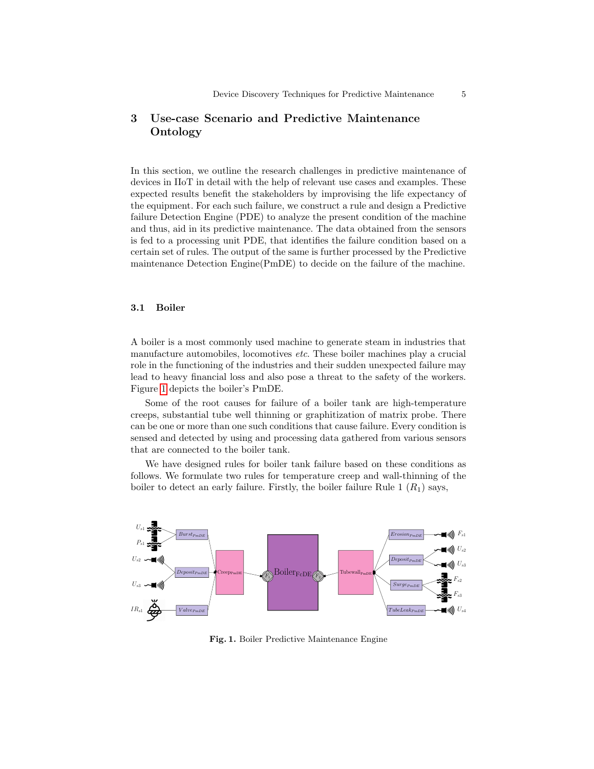## 3 Use-case Scenario and Predictive Maintenance Ontology

In this section, we outline the research challenges in predictive maintenance of devices in IIoT in detail with the help of relevant use cases and examples. These expected results benefit the stakeholders by improvising the life expectancy of the equipment. For each such failure, we construct a rule and design a Predictive failure Detection Engine (PDE) to analyze the present condition of the machine and thus, aid in its predictive maintenance. The data obtained from the sensors is fed to a processing unit PDE, that identifies the failure condition based on a certain set of rules. The output of the same is further processed by the Predictive maintenance Detection Engine(PmDE) to decide on the failure of the machine.

### 3.1 Boiler

A boiler is a most commonly used machine to generate steam in industries that manufacture automobiles, locomotives *etc.* These boiler machines play a crucial role in the functioning of the industries and their sudden unexpected failure may lead to heavy financial loss and also pose a threat to the safety of the workers. Figure 1 depicts the boiler's PmDE.

Some of the root causes for failure of a boiler tank are high-temperature creeps, substantial tube well thinning or graphitization of matrix probe. There can be one or more than one such conditions that cause failure. Every condition is sensed and detected by using and processing data gathered from various sensors that are connected to the boiler tank.

We have designed rules for boiler tank failure based on these conditions as follows. We formulate two rules for temperature creep and wall-thinning of the boiler to detect an early failure. Firstly, the boiler failure Rule 1 ($R_1$) says,

**Fig. 1.** Boiler Predictive Maintenance Engine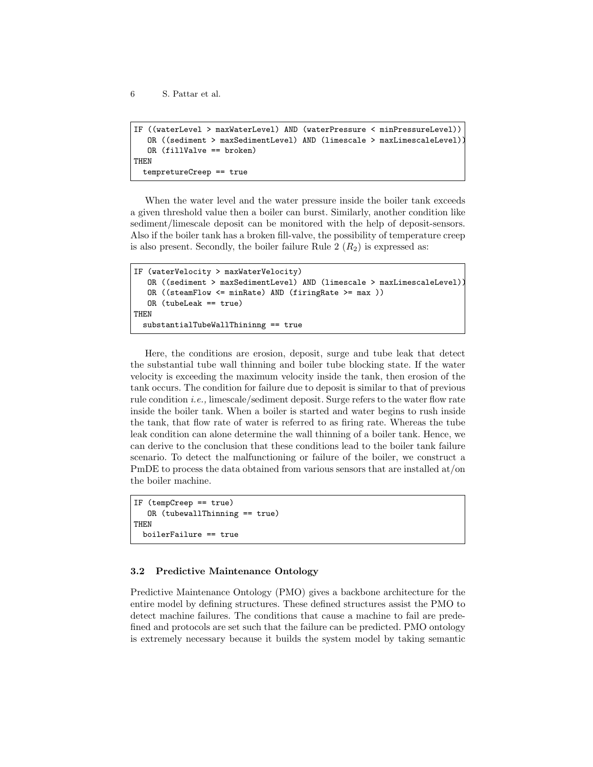```
IF ((waterLevel > maxWaterLevel) AND (waterPressure < minPressureLevel))
   OR ((sediment > maxSedimentLevel) AND (limescale > maxLimescaleLevel))
   OR (fillValve == broken)
THEN
  tempretureCreep == true
```

When the water level and the water pressure inside the boiler tank exceeds a given threshold value then a boiler can burst. Similarly, another condition like sediment/limescale deposit can be monitored with the help of deposit-sensors. Also if the boiler tank has a broken fill-valve, the possibility of temperature creep is also present. Secondly, the boiler failure Rule 2 ($R_2$) is expressed as:

```
IF (waterVelocity > maxWaterVelocity)
   OR ((sediment > maxSedimentLevel) AND (limescale > maxLimescaleLevel))
   OR ((steamFlow <= minRate) AND (firingRate >= max ))
   OR (tubeLeak == true)
THEN
  substantialTubeWallThininng == true
```

Here, the conditions are erosion, deposit, surge and tube leak that detect the substantial tube wall thinning and boiler tube blocking state. If the water velocity is exceeding the maximum velocity inside the tank, then erosion of the tank occurs. The condition for failure due to deposit is similar to that of previous rule condition *i.e.,* limescale/sediment deposit. Surge refers to the water flow rate inside the boiler tank. When a boiler is started and water begins to rush inside the tank, that flow rate of water is referred to as firing rate. Whereas the tube leak condition can alone determine the wall thinning of a boiler tank. Hence, we can derive to the conclusion that these conditions lead to the boiler tank failure scenario. To detect the malfunctioning or failure of the boiler, we construct a PmDE to process the data obtained from various sensors that are installed at/on the boiler machine.

```
IF (tempCreep == true)
   OR (tubewallThinning == true)
THEN
  boilerFailure == true
```

### 3.2 Predictive Maintenance Ontology

Predictive Maintenance Ontology (PMO) gives a backbone architecture for the entire model by defining structures. These defined structures assist the PMO to detect machine failures. The conditions that cause a machine to fail are predefined and protocols are set such that the failure can be predicted. PMO ontology is extremely necessary because it builds the system model by taking semantic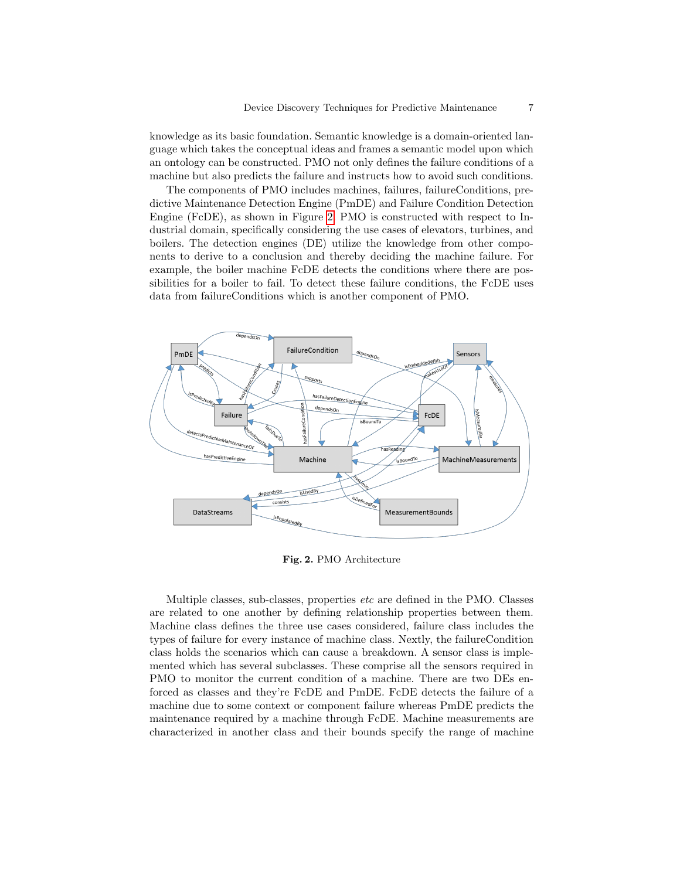knowledge as its basic foundation. Semantic knowledge is a domain-oriented language which takes the conceptual ideas and frames a semantic model upon which an ontology can be constructed. PMO not only defines the failure conditions of a machine but also predicts the failure and instructs how to avoid such conditions.

The components of PMO includes machines, failures, failureConditions, predictive Maintenance Detection Engine (PmDE) and Failure Condition Detection Engine (FcDE), as shown in Figure 2. PMO is constructed with respect to Industrial domain, specifically considering the use cases of elevators, turbines, and boilers. The detection engines (DE) utilize the knowledge from other components to derive to a conclusion and thereby deciding the machine failure. For example, the boiler machine FcDE detects the conditions where there are possibilities for a boiler to fail. To detect these failure conditions, the FcDE uses data from failureConditions which is another component of PMO.

**Fig. 2.** PMO Architecture

Multiple classes, sub-classes, properties *etc* are defined in the PMO. Classes are related to one another by defining relationship properties between them. Machine class defines the three use cases considered, failure class includes the types of failure for every instance of machine class. Nextly, the failureCondition class holds the scenarios which can cause a breakdown. A sensor class is implemented which has several subclasses. These comprise all the sensors required in PMO to monitor the current condition of a machine. There are two DEs enforced as classes and they're FcDE and PmDE. FcDE detects the failure of a machine due to some context or component failure whereas PmDE predicts the maintenance required by a machine through FcDE. Machine measurements are characterized in another class and their bounds specify the range of machine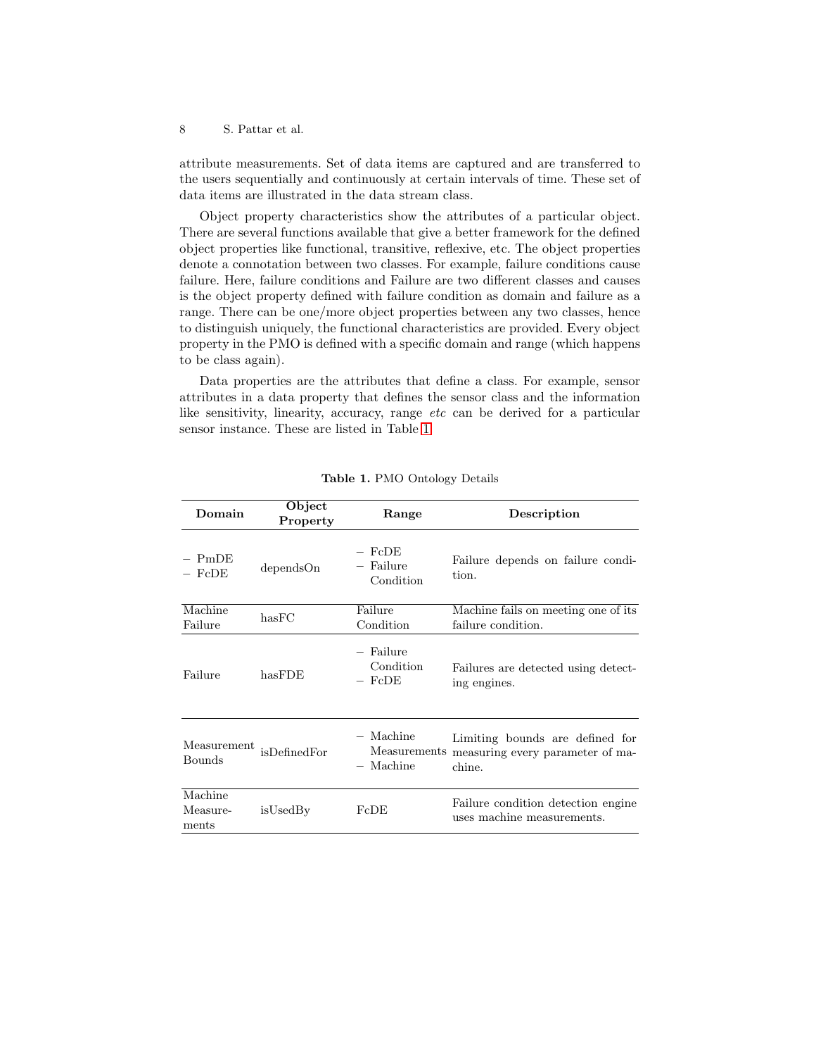attribute measurements. Set of data items are captured and are transferred to the users sequentially and continuously at certain intervals of time. These set of data items are illustrated in the data stream class.

Object property characteristics show the attributes of a particular object. There are several functions available that give a better framework for the defined object properties like functional, transitive, reflexive, etc. The object properties denote a connotation between two classes. For example, failure conditions cause failure. Here, failure conditions and Failure are two different classes and causes is the object property defined with failure condition as domain and failure as a range. There can be one/more object properties between any two classes, hence to distinguish uniquely, the functional characteristics are provided. Every object property in the PMO is defined with a specific domain and range (which happens to be class again).

Data properties are the attributes that define a class. For example, sensor attributes in a data property that defines the sensor class and the information like sensitivity, linearity, accuracy, range *etc* can be derived for a particular sensor instance. These are listed in Table 1

**Table 1.** PMO Ontology Details

| Domain | Object Property | Range | Description |
|---|---|---|---|
| – PmDE<br>– FcDE | dependsOn | – FcDE<br>– Failure Condition | Failure depends on failure condition. |
| Machine Failure | hasFC | Failure Condition | Machine fails on meeting one of its failure condition. |
| Failure | hasFDE | – Failure Condition<br>– FcDE | Failures are detected using detecting engines. |
| Measurement Bounds | isDefinedFor | – Machine Measurements<br>– Machine | Limiting bounds are defined for measuring every parameter of machine. |
| Machine Measurements | isUsedBy | FcDE | Failure condition detection engine uses machine measurements. |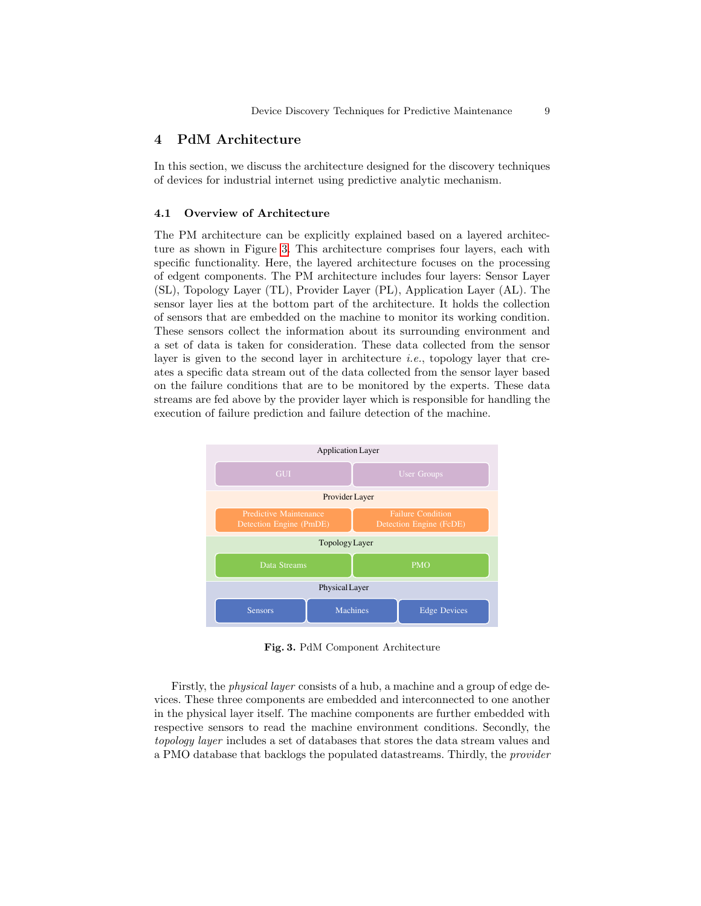## 4 PdM Architecture

In this section, we discuss the architecture designed for the discovery techniques of devices for industrial internet using predictive analytic mechanism.

### 4.1 Overview of Architecture

The PM architecture can be explicitly explained based on a layered architecture as shown in Figure 3. This architecture comprises four layers, each with specific functionality. Here, the layered architecture focuses on the processing of edgent components. The PM architecture includes four layers: Sensor Layer (SL), Topology Layer (TL), Provider Layer (PL), Application Layer (AL). The sensor layer lies at the bottom part of the architecture. It holds the collection of sensors that are embedded on the machine to monitor its working condition. These sensors collect the information about its surrounding environment and a set of data is taken for consideration. These data collected from the sensor layer is given to the second layer in architecture *i.e.*, topology layer that creates a specific data stream out of the data collected from the sensor layer based on the failure conditions that are to be monitored by the experts. These data streams are fed above by the provider layer which is responsible for handling the execution of failure prediction and failure detection of the machine.

Application Layer

GUI

User Groups

Provider Layer

Predictive Maintenance Detection Engine (PmDE)

Failure Condition Detection Engine (FcDE)

Topology Layer

Data Streams

PMO

Physical Layer

Sensors

Machines

Edge Devices

**Fig. 3.** PdM Component Architecture

Firstly, the *physical layer* consists of a hub, a machine and a group of edge devices. These three components are embedded and interconnected to one another in the physical layer itself. The machine components are further embedded with respective sensors to read the machine environment conditions. Secondly, the *topology layer* includes a set of databases that stores the data stream values and a PMO database that backlogs the populated datastreams. Thirdly, the *provider*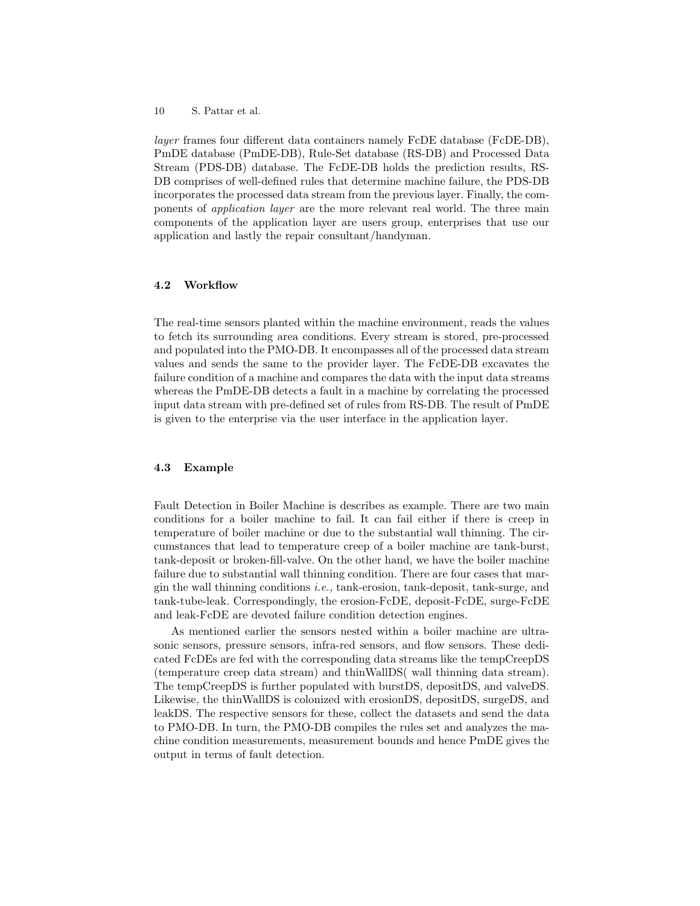*layer* frames four different data containers namely FcDE database (FcDE-DB), PmDE database (PmDE-DB), Rule-Set database (RS-DB) and Processed Data Stream (PDS-DB) database. The FcDE-DB holds the prediction results, RS-DB comprises of well-defined rules that determine machine failure, the PDS-DB incorporates the processed data stream from the previous layer. Finally, the components of *application layer* are the more relevant real world. The three main components of the application layer are users group, enterprises that use our application and lastly the repair consultant/handyman.

### 4.2 Workflow

The real-time sensors planted within the machine environment, reads the values to fetch its surrounding area conditions. Every stream is stored, pre-processed and populated into the PMO-DB. It encompasses all of the processed data stream values and sends the same to the provider layer. The FcDE-DB excavates the failure condition of a machine and compares the data with the input data streams whereas the PmDE-DB detects a fault in a machine by correlating the processed input data stream with pre-defined set of rules from RS-DB. The result of PmDE is given to the enterprise via the user interface in the application layer.

### 4.3 Example

Fault Detection in Boiler Machine is describes as example. There are two main conditions for a boiler machine to fail. It can fail either if there is creep in temperature of boiler machine or due to the substantial wall thinning. The circumstances that lead to temperature creep of a boiler machine are tank-burst, tank-deposit or broken-fill-valve. On the other hand, we have the boiler machine failure due to substantial wall thinning condition. There are four cases that margin the wall thinning conditions *i.e.,* tank-erosion, tank-deposit, tank-surge, and tank-tube-leak. Correspondingly, the erosion-FcDE, deposit-FcDE, surge-FcDE and leak-FcDE are devoted failure condition detection engines.

As mentioned earlier the sensors nested within a boiler machine are ultrasonic sensors, pressure sensors, infra-red sensors, and flow sensors. These dedicated FcDEs are fed with the corresponding data streams like the tempCreepDS (temperature creep data stream) and thinWallDS( wall thinning data stream). The tempCreepDS is further populated with burstDS, depositDS, and valveDS. Likewise, the thinWallDS is colonized with erosionDS, depositDS, surgeDS, and leakDS. The respective sensors for these, collect the datasets and send the data to PMO-DB. In turn, the PMO-DB compiles the rules set and analyzes the machine condition measurements, measurement bounds and hence PmDE gives the output in terms of fault detection.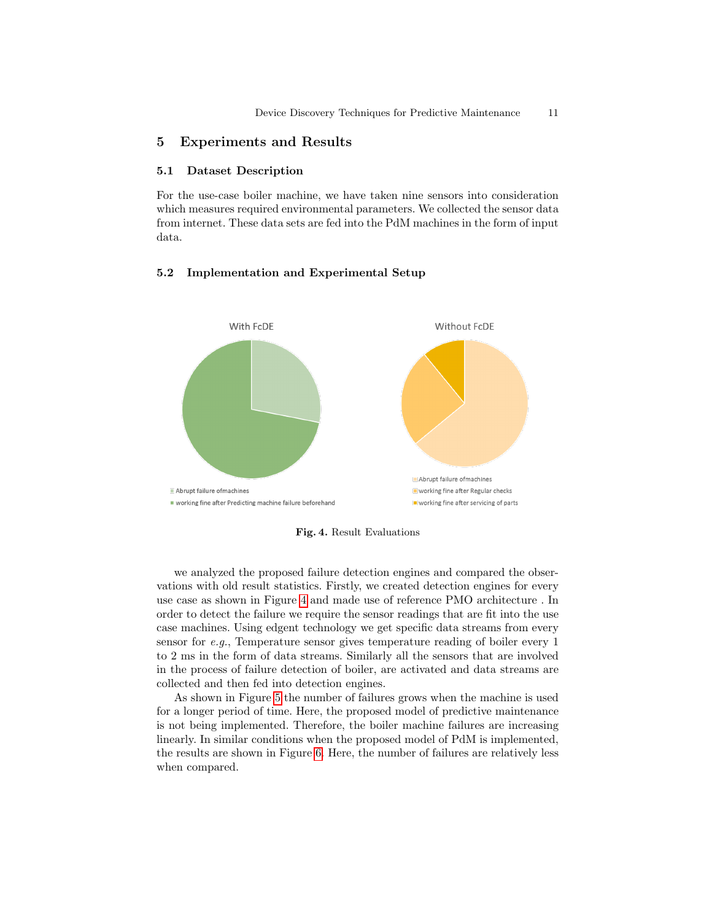## 5 Experiments and Results

### 5.1 Dataset Description

For the use-case boiler machine, we have taken nine sensors into consideration which measures required environmental parameters. We collected the sensor data from internet. These data sets are fed into the PdM machines in the form of input data.

### 5.2 Implementation and Experimental Setup

**Fig. 4.** Result Evaluations

we analyzed the proposed failure detection engines and compared the observations with old result statistics. Firstly, we created detection engines for every use case as shown in Figure 4 and made use of reference PMO architecture . In order to detect the failure we require the sensor readings that are fit into the use case machines. Using edgent technology we get specific data streams from every sensor for *e.g.*, Temperature sensor gives temperature reading of boiler every 1 to 2 ms in the form of data streams. Similarly all the sensors that are involved in the process of failure detection of boiler, are activated and data streams are collected and then fed into detection engines.

As shown in Figure 5 the number of failures grows when the machine is used for a longer period of time. Here, the proposed model of predictive maintenance is not being implemented. Therefore, the boiler machine failures are increasing linearly. In similar conditions when the proposed model of PdM is implemented, the results are shown in Figure 6. Here, the number of failures are relatively less when compared.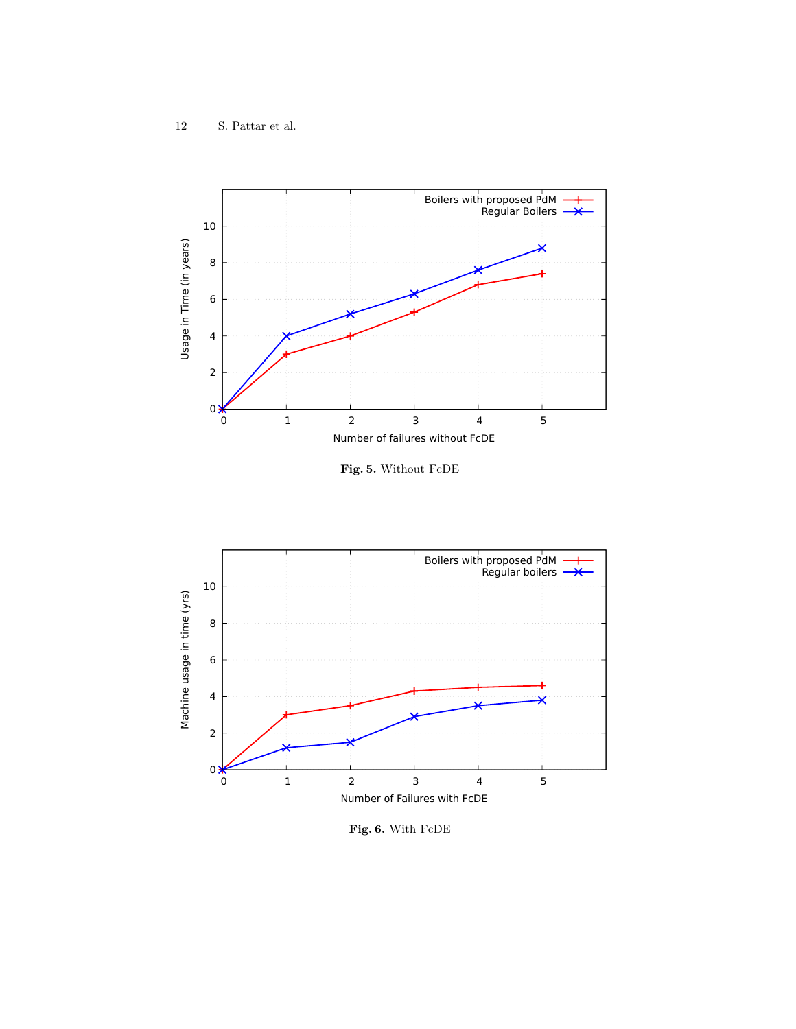Fig. 5. Without FcDE

Fig. 6. With FcDE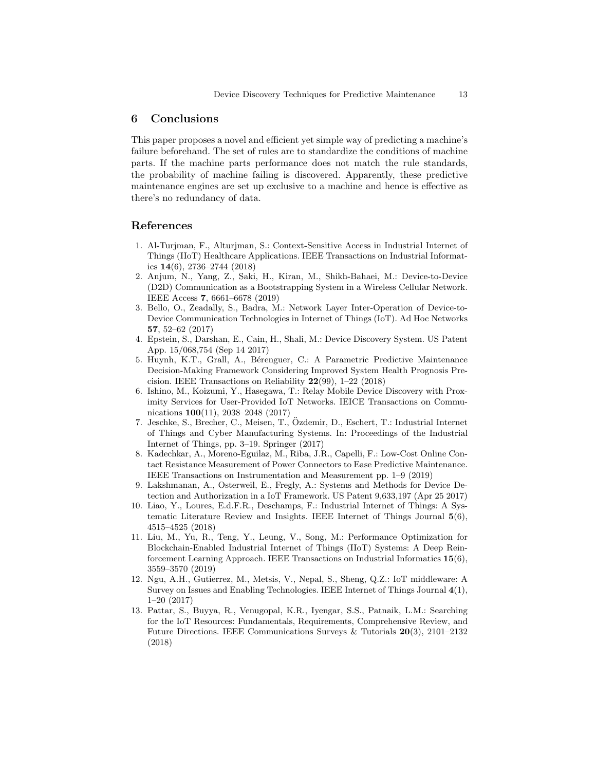## 6 Conclusions

This paper proposes a novel and efficient yet simple way of predicting a machine's failure beforehand. The set of rules are to standardize the conditions of machine parts. If the machine parts performance does not match the rule standards, the probability of machine failing is discovered. Apparently, these predictive maintenance engines are set up exclusive to a machine and hence is effective as there's no redundancy of data.

## References

1. Al-Turjman, F., Alturjman, S.: Context-Sensitive Access in Industrial Internet of Things (IIoT) Healthcare Applications. IEEE Transactions on Industrial Informatics **14**(6), 2736–2744 (2018)
2. Anjum, N., Yang, Z., Saki, H., Kiran, M., Shikh-Bahaei, M.: Device-to-Device (D2D) Communication as a Bootstrapping System in a Wireless Cellular Network. IEEE Access **7**, 6661–6678 (2019)
3. Bello, O., Zeadally, S., Badra, M.: Network Layer Inter-Operation of Device-to-Device Communication Technologies in Internet of Things (IoT). Ad Hoc Networks **57**, 52–62 (2017)
4. Epstein, S., Darshan, E., Cain, H., Shali, M.: Device Discovery System. US Patent App. 15/068,754 (Sep 14 2017)
5. Huynh, K.T., Grall, A., Bérenguer, C.: A Parametric Predictive Maintenance Decision-Making Framework Considering Improved System Health Prognosis Precision. IEEE Transactions on Reliability **22**(99), 1–22 (2018)
6. Ishino, M., Koizumi, Y., Hasegawa, T.: Relay Mobile Device Discovery with Proximity Services for User-Provided IoT Networks. IEICE Transactions on Communications **100**(11), 2038–2048 (2017)
7. Jeschke, S., Brecher, C., Meisen, T., Özdemir, D., Eschert, T.: Industrial Internet of Things and Cyber Manufacturing Systems. In: Proceedings of the Industrial Internet of Things, pp. 3–19. Springer (2017)
8. Kadechkar, A., Moreno-Eguilaz, M., Riba, J.R., Capelli, F.: Low-Cost Online Contact Resistance Measurement of Power Connectors to Ease Predictive Maintenance. IEEE Transactions on Instrumentation and Measurement pp. 1–9 (2019)
9. Lakshmanan, A., Osterweil, E., Fregly, A.: Systems and Methods for Device Detection and Authorization in a IoT Framework. US Patent 9,633,197 (Apr 25 2017)
10. Liao, Y., Loures, E.d.F.R., Deschamps, F.: Industrial Internet of Things: A Systematic Literature Review and Insights. IEEE Internet of Things Journal **5**(6), 4515–4525 (2018)
11. Liu, M., Yu, R., Teng, Y., Leung, V., Song, M.: Performance Optimization for Blockchain-Enabled Industrial Internet of Things (IIoT) Systems: A Deep Reinforcement Learning Approach. IEEE Transactions on Industrial Informatics **15**(6), 3559–3570 (2019)
12. Ngu, A.H., Gutierrez, M., Metsis, V., Nepal, S., Sheng, Q.Z.: IoT middleware: A Survey on Issues and Enabling Technologies. IEEE Internet of Things Journal **4**(1), 1–20 (2017)
13. Pattar, S., Buyya, R., Venugopal, K.R., Iyengar, S.S., Patnaik, L.M.: Searching for the IoT Resources: Fundamentals, Requirements, Comprehensive Review, and Future Directions. IEEE Communications Surveys & Tutorials **20**(3), 2101–2132 (2018)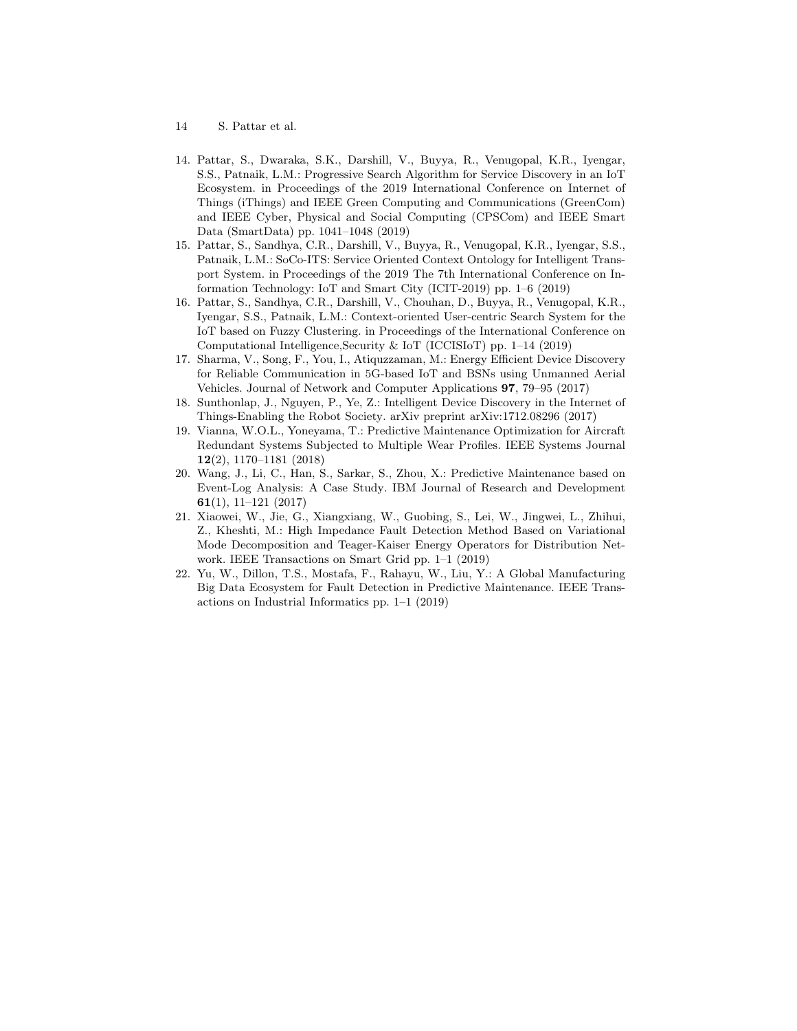14. Pattar, S., Dwaraka, S.K., Darshill, V., Buyya, R., Venugopal, K.R., Iyengar, S.S., Patnaik, L.M.: Progressive Search Algorithm for Service Discovery in an IoT Ecosystem. in Proceedings of the 2019 International Conference on Internet of Things (iThings) and IEEE Green Computing and Communications (GreenCom) and IEEE Cyber, Physical and Social Computing (CPSCom) and IEEE Smart Data (SmartData) pp. 1041–1048 (2019)
15. Pattar, S., Sandhya, C.R., Darshill, V., Buyya, R., Venugopal, K.R., Iyengar, S.S., Patnaik, L.M.: SoCo-ITS: Service Oriented Context Ontology for Intelligent Transport System. in Proceedings of the 2019 The 7th International Conference on Information Technology: IoT and Smart City (ICIT-2019) pp. 1–6 (2019)
16. Pattar, S., Sandhya, C.R., Darshill, V., Chouhan, D., Buyya, R., Venugopal, K.R., Iyengar, S.S., Patnaik, L.M.: Context-oriented User-centric Search System for the IoT based on Fuzzy Clustering. in Proceedings of the International Conference on Computational Intelligence,Security & IoT (ICCISIoT) pp. 1–14 (2019)
17. Sharma, V., Song, F., You, I., Atiquzzaman, M.: Energy Efficient Device Discovery for Reliable Communication in 5G-based IoT and BSNs using Unmanned Aerial Vehicles. Journal of Network and Computer Applications **97**, 79–95 (2017)
18. Sunthonlap, J., Nguyen, P., Ye, Z.: Intelligent Device Discovery in the Internet of Things-Enabling the Robot Society. arXiv preprint arXiv:1712.08296 (2017)
19. Vianna, W.O.L., Yoneyama, T.: Predictive Maintenance Optimization for Aircraft Redundant Systems Subjected to Multiple Wear Profiles. IEEE Systems Journal **12**(2), 1170–1181 (2018)
20. Wang, J., Li, C., Han, S., Sarkar, S., Zhou, X.: Predictive Maintenance based on Event-Log Analysis: A Case Study. IBM Journal of Research and Development **61**(1), 11–121 (2017)
21. Xiaowei, W., Jie, G., Xiangxiang, W., Guobing, S., Lei, W., Jingwei, L., Zhihui, Z., Kheshti, M.: High Impedance Fault Detection Method Based on Variational Mode Decomposition and Teager-Kaiser Energy Operators for Distribution Network. IEEE Transactions on Smart Grid pp. 1–1 (2019)
22. Yu, W., Dillon, T.S., Mostafa, F., Rahayu, W., Liu, Y.: A Global Manufacturing Big Data Ecosystem for Fault Detection in Predictive Maintenance. IEEE Transactions on Industrial Informatics pp. 1–1 (2019)